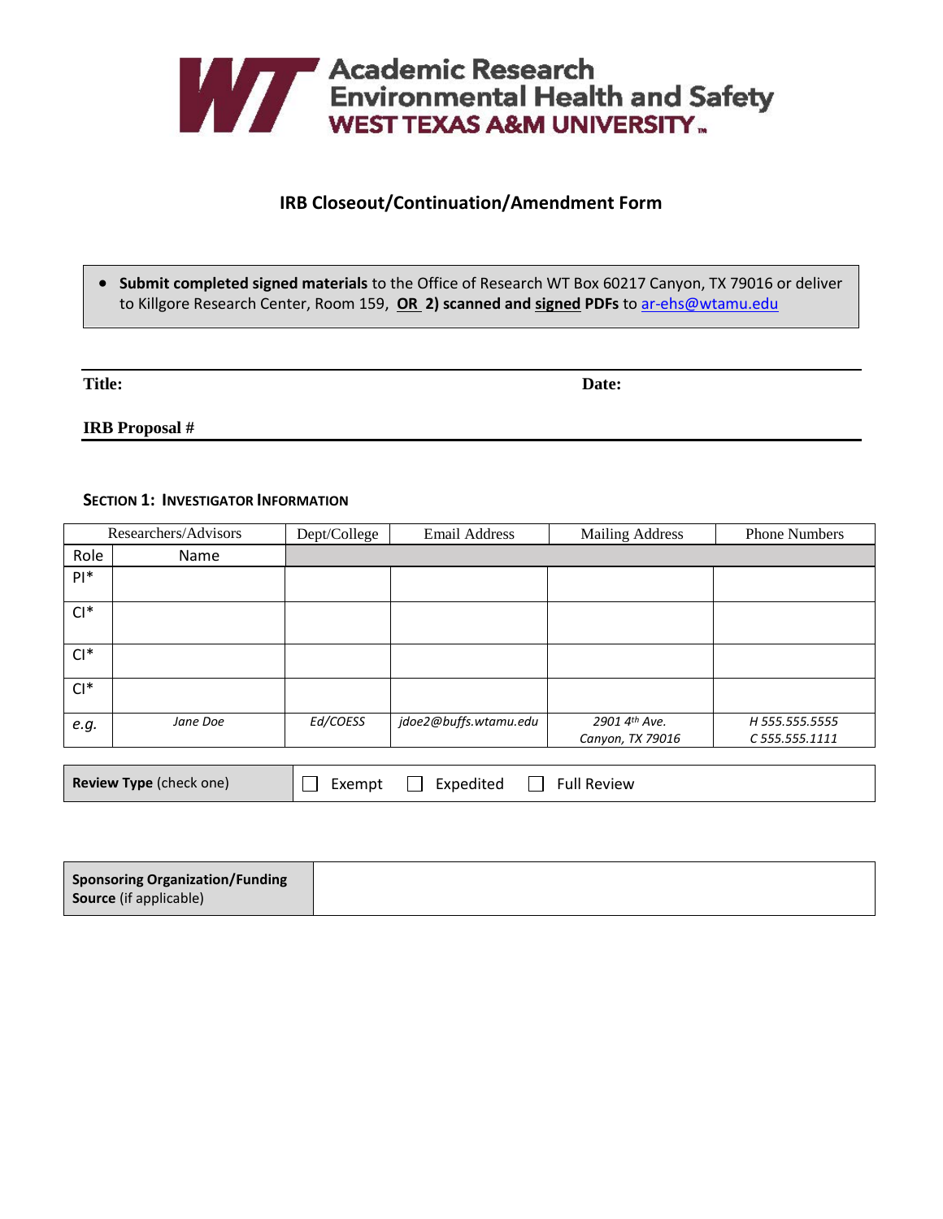Academic Research
Environmental Health and Safety
WEST TEXAS A&M UNIVERSITY

# IRB Closeout/Continuation/Amendment Form

- **Submit completed signed materials** to the Office of Research WT Box 60217 Canyon, TX 79016 or deliver to Killgore Research Center, Room 159, **OR 2) scanned and signed PDFs** to ar-ehs@wtamu.edu

**Title:** **Date:**

**IRB Proposal #**

## Section 1: Investigator Information

| Researchers/Advisors | | Dept/College | Email Address | Mailing Address | Phone Numbers |
|---|---|---|---|---|---|
| Role | Name | | | | |
| PI* | | | | | |
| CI* | | | | | |
| CI* | | | | | |
| CI* | | | | | |
| *e.g.* | *Jane Doe* | *Ed/COESS* | *jdoe2@buffs.wtamu.edu* | *2901 4th Ave. Canyon, TX 79016* | *H 555.555.5555 C 555.555.1111* |

| | |
|---|---|
| **Review Type** (check one) | ☐ Exempt ☐ Expedited ☐ Full Review |

| | |
|---|---|
| **Sponsoring Organization/Funding Source** (if applicable) | |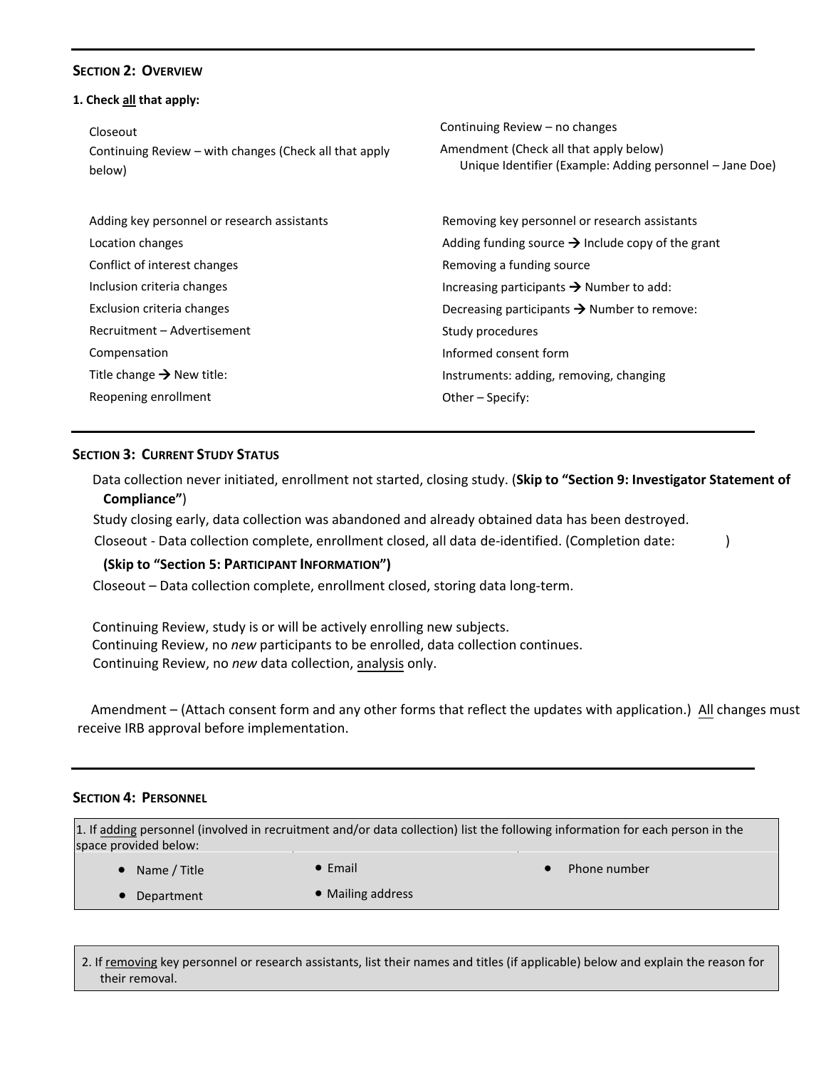## SECTION 2: OVERVIEW

**1. Check all that apply:**

- Closeout
- Continuing Review – with changes (Check all that apply below)
- Continuing Review – no changes
- Amendment (Check all that apply below)
  - Unique Identifier (Example: Adding personnel – Jane Doe)

- Adding key personnel or research assistants
- Location changes
- Conflict of interest changes
- Inclusion criteria changes
- Exclusion criteria changes
- Recruitment – Advertisement
- Compensation
- Title change → New title:
- Reopening enrollment
- Removing key personnel or research assistants
- Adding funding source → Include copy of the grant
- Removing a funding source
- Increasing participants → Number to add:
- Decreasing participants → Number to remove:
- Study procedures
- Informed consent form
- Instruments: adding, removing, changing
- Other – Specify:

## SECTION 3: CURRENT STUDY STATUS

- Data collection never initiated, enrollment not started, closing study. (**Skip to "Section 9: Investigator Statement of Compliance"**)
- Study closing early, data collection was abandoned and already obtained data has been destroyed.
- Closeout - Data collection complete, enrollment closed, all data de-identified. (Completion date: )
  **(Skip to "Section 5: PARTICIPANT INFORMATION")**
- Closeout – Data collection complete, enrollment closed, storing data long-term.

- Continuing Review, study is or will be actively enrolling new subjects.
- Continuing Review, no *new* participants to be enrolled, data collection continues.
- Continuing Review, no *new* data collection, analysis only.

- Amendment – (Attach consent form and any other forms that reflect the updates with application.) All changes must receive IRB approval before implementation.

## SECTION 4: PERSONNEL

1. If adding personnel (involved in recruitment and/or data collection) list the following information for each person in the space provided below:

- Name / Title
- Department
- Email
- Mailing address
- Phone number

2. If removing key personnel or research assistants, list their names and titles (if applicable) below and explain the reason for their removal.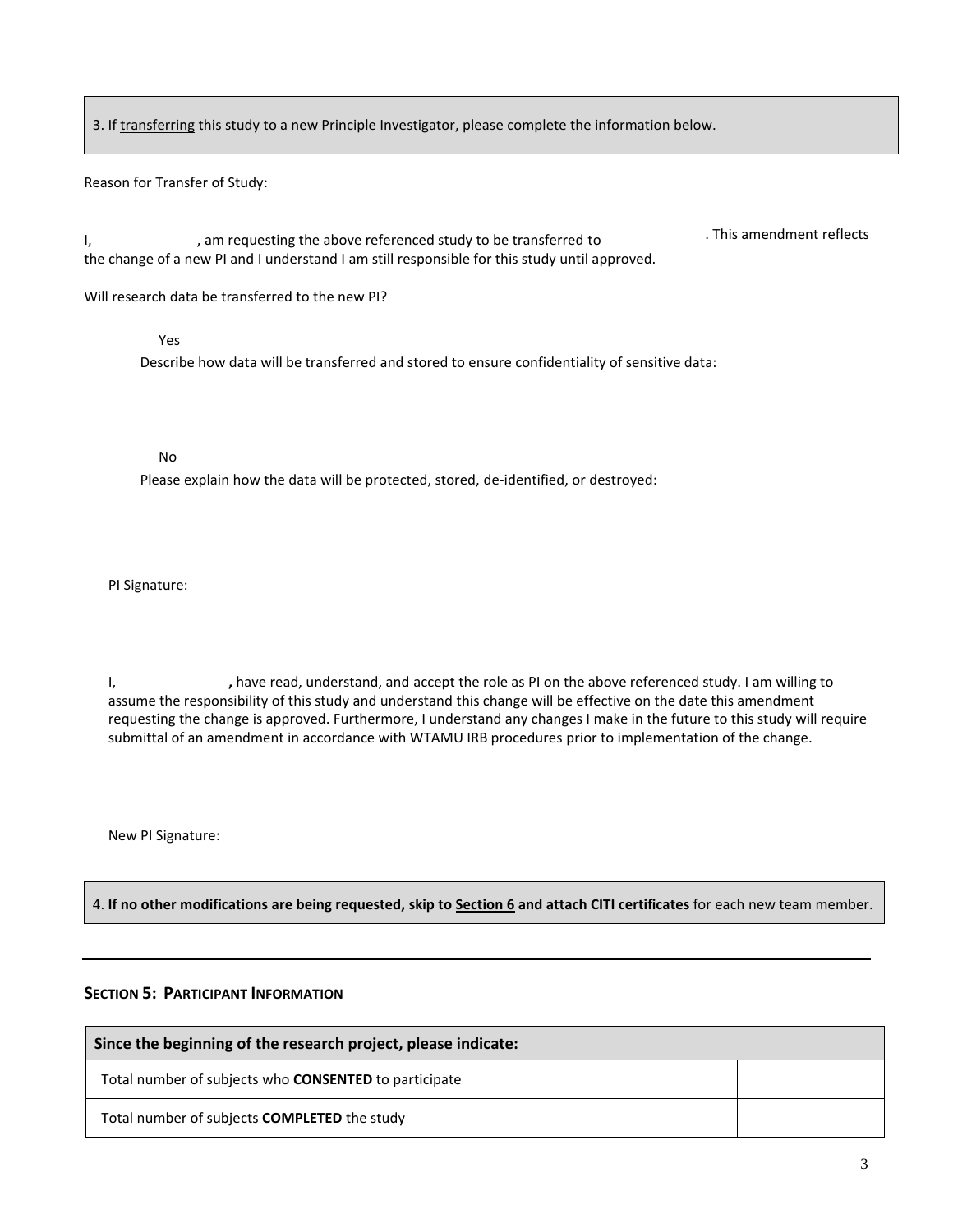3. If transferring this study to a new Principle Investigator, please complete the information below.

Reason for Transfer of Study:

I, , am requesting the above referenced study to be transferred to . This amendment reflects the change of a new PI and I understand I am still responsible for this study until approved.

Will research data be transferred to the new PI?

Yes

Describe how data will be transferred and stored to ensure confidentiality of sensitive data:

No

Please explain how the data will be protected, stored, de-identified, or destroyed:

PI Signature:

I, **,** have read, understand, and accept the role as PI on the above referenced study. I am willing to assume the responsibility of this study and understand this change will be effective on the date this amendment requesting the change is approved. Furthermore, I understand any changes I make in the future to this study will require submittal of an amendment in accordance with WTAMU IRB procedures prior to implementation of the change.

New PI Signature:

4. **If no other modifications are being requested, skip to Section 6 and attach CITI certificates** for each new team member.

---

## SECTION 5: PARTICIPANT INFORMATION

| **Since the beginning of the research project, please indicate:** | |
|---|---|
| Total number of subjects who **CONSENTED** to participate | |
| Total number of subjects **COMPLETED** the study | |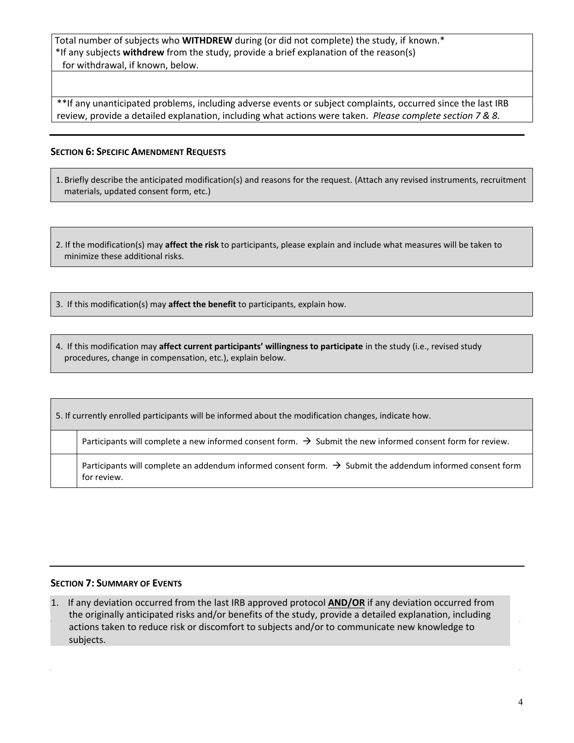| |
|---|
| Total number of subjects who **WITHDREW** during (or did not complete) the study, if known.*<br>*If any subjects **withdrew** from the study, provide a brief explanation of the reason(s) for withdrawal, if known, below. |
| |
| **If any unanticipated problems, including adverse events or subject complaints, occurred since the last IRB review, provide a detailed explanation, including what actions were taken. *Please complete section 7 & 8.* |

## SECTION 6: SPECIFIC AMENDMENT REQUESTS

1. Briefly describe the anticipated modification(s) and reasons for the request. (Attach any revised instruments, recruitment materials, updated consent form, etc.)

2. If the modification(s) may **affect the risk** to participants, please explain and include what measures will be taken to minimize these additional risks.

3. If this modification(s) may **affect the benefit** to participants, explain how.

4. If this modification may **affect current participants' willingness to participate** in the study (i.e., revised study procedures, change in compensation, etc.), explain below.

| 5. If currently enrolled participants will be informed about the modification changes, indicate how. | |
|---|---|
| | Participants will complete a new informed consent form. → Submit the new informed consent form for review. |
| | Participants will complete an addendum informed consent form. → Submit the addendum informed consent form for review. |

## SECTION 7: SUMMARY OF EVENTS

1. If any deviation occurred from the last IRB approved protocol **AND/OR** if any deviation occurred from the originally anticipated risks and/or benefits of the study, provide a detailed explanation, including actions taken to reduce risk or discomfort to subjects and/or to communicate new knowledge to subjects.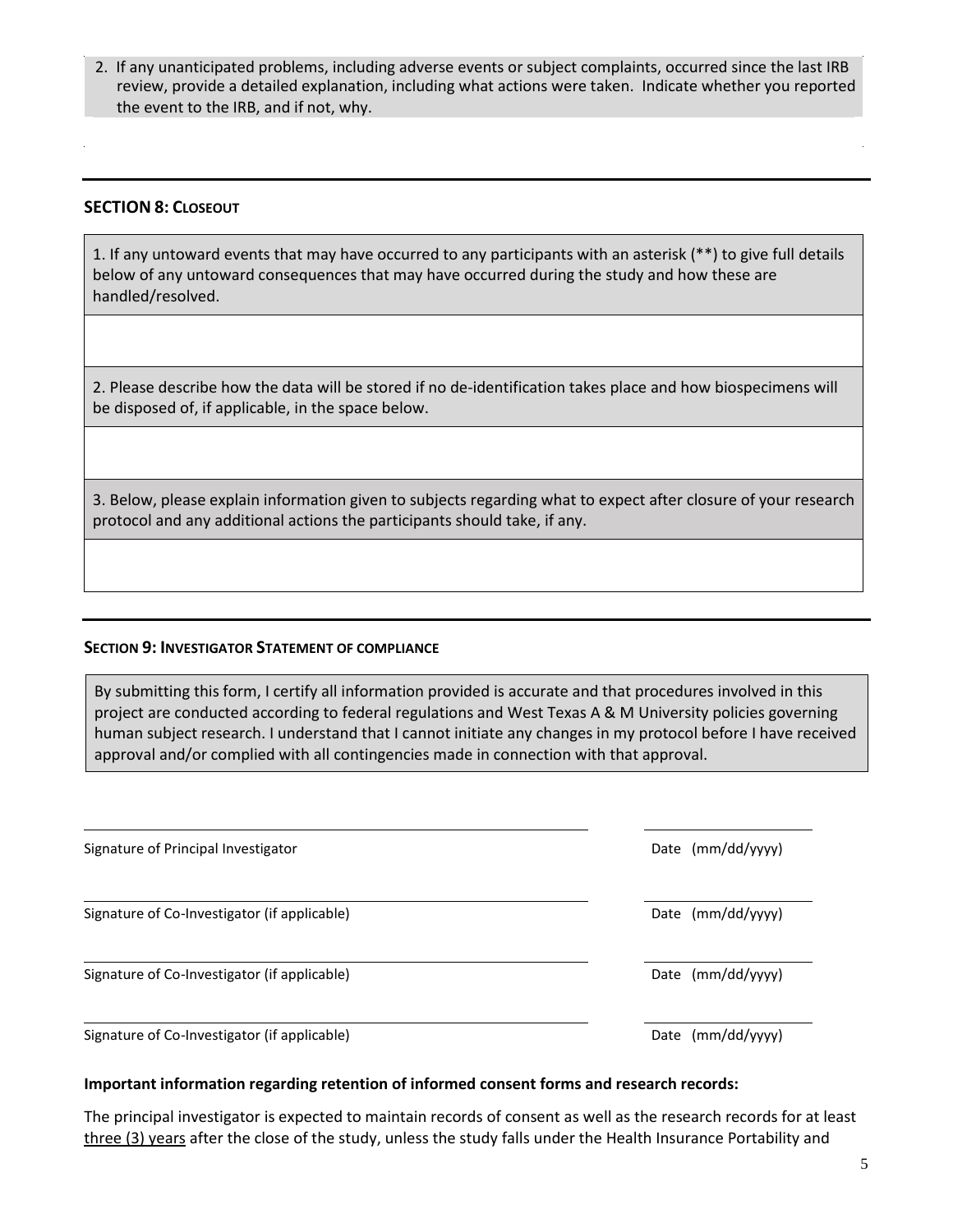2. If any unanticipated problems, including adverse events or subject complaints, occurred since the last IRB review, provide a detailed explanation, including what actions were taken. Indicate whether you reported the event to the IRB, and if not, why.

## SECTION 8: CLOSEOUT

1. If any untoward events that may have occurred to any participants with an asterisk (**) to give full details below of any untoward consequences that may have occurred during the study and how these are handled/resolved.

2. Please describe how the data will be stored if no de-identification takes place and how biospecimens will be disposed of, if applicable, in the space below.

3. Below, please explain information given to subjects regarding what to expect after closure of your research protocol and any additional actions the participants should take, if any.

## SECTION 9: INVESTIGATOR STATEMENT OF COMPLIANCE

By submitting this form, I certify all information provided is accurate and that procedures involved in this project are conducted according to federal regulations and West Texas A & M University policies governing human subject research. I understand that I cannot initiate any changes in my protocol before I have received approval and/or complied with all contingencies made in connection with that approval.

Signature of Principal Investigator ____________________ Date (mm/dd/yyyy) ____________

Signature of Co-Investigator (if applicable) ____________________ Date (mm/dd/yyyy) ____________

Signature of Co-Investigator (if applicable) ____________________ Date (mm/dd/yyyy) ____________

Signature of Co-Investigator (if applicable) ____________________ Date (mm/dd/yyyy) ____________

**Important information regarding retention of informed consent forms and research records:**

The principal investigator is expected to maintain records of consent as well as the research records for at least <u>three (3) years</u> after the close of the study, unless the study falls under the Health Insurance Portability and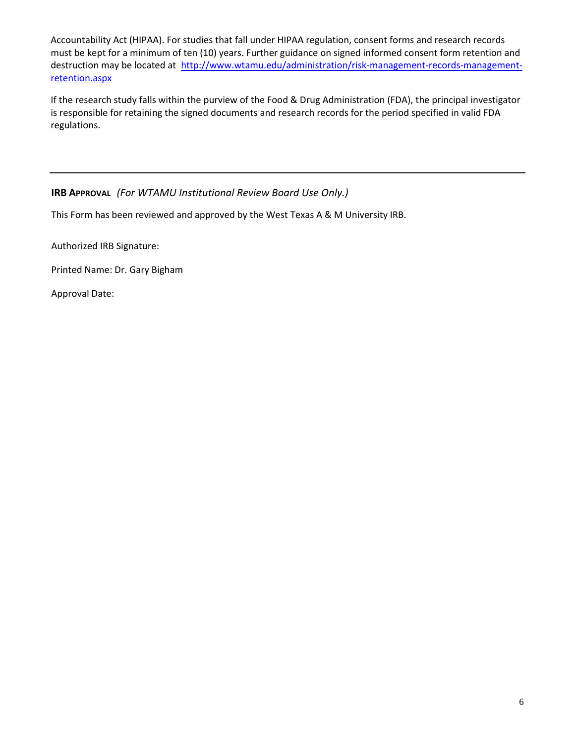Accountability Act (HIPAA). For studies that fall under HIPAA regulation, consent forms and research records must be kept for a minimum of ten (10) years. Further guidance on signed informed consent form retention and destruction may be located at [http://www.wtamu.edu/administration/risk-management-records-management-retention.aspx](http://www.wtamu.edu/administration/risk-management-records-management-retention.aspx)

If the research study falls within the purview of the Food & Drug Administration (FDA), the principal investigator is responsible for retaining the signed documents and research records for the period specified in valid FDA regulations.

---

**IRB APPROVAL** *(For WTAMU Institutional Review Board Use Only.)*

This Form has been reviewed and approved by the West Texas A & M University IRB.

Authorized IRB Signature:

Printed Name: Dr. Gary Bigham

Approval Date: